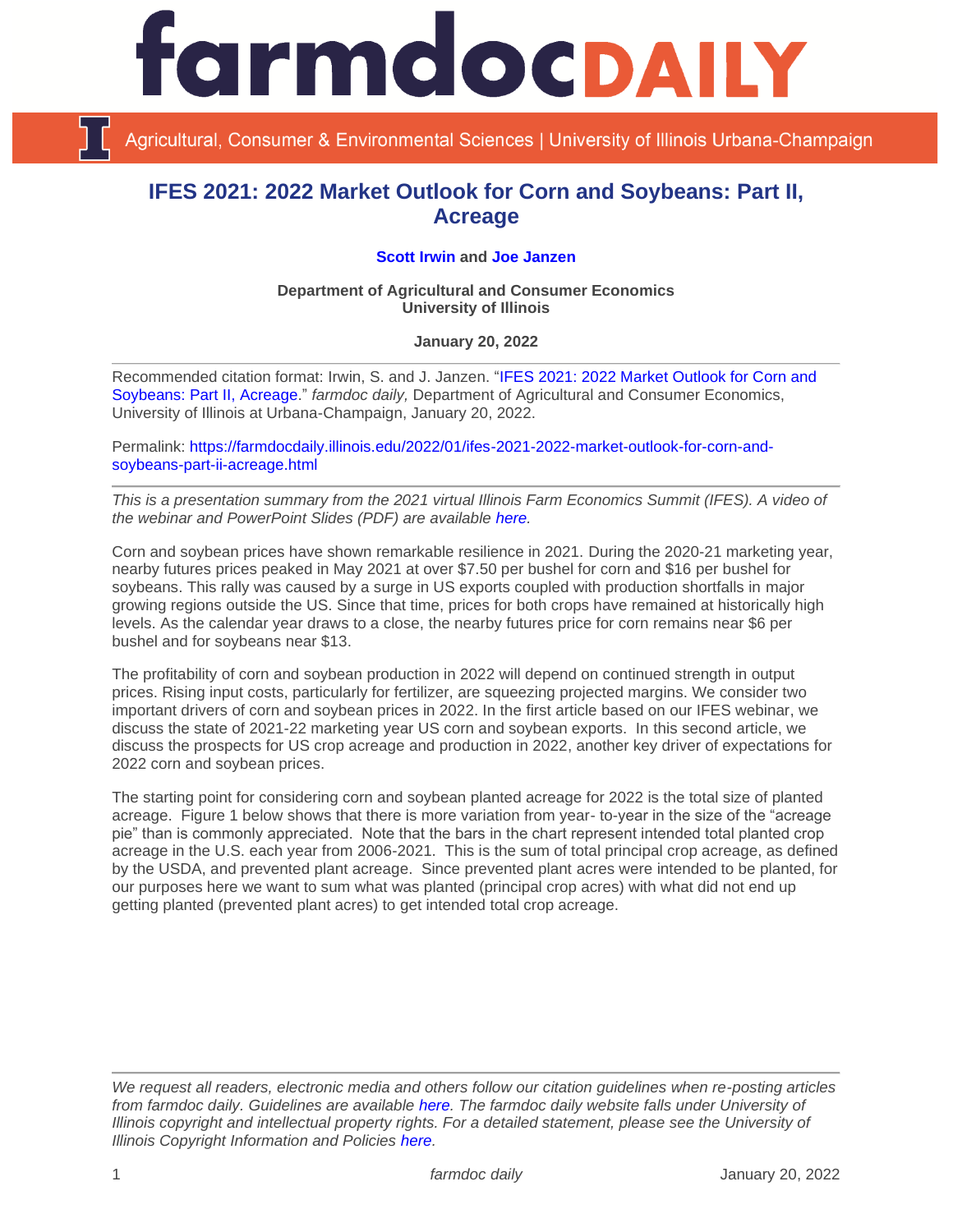# IFES 2021: 2022 Market Outlook for Corn and Soybeans: Part II, Acreage

**Scott Irwin** and **Joe Janzen**

**Department of Agricultural and Consumer Economics**
**University of Illinois**

**January 20, 2022**

---

Recommended citation format: Irwin, S. and J. Janzen. "IFES 2021: 2022 Market Outlook for Corn and Soybeans: Part II, Acreage." *farmdoc daily,* Department of Agricultural and Consumer Economics, University of Illinois at Urbana-Champaign, January 20, 2022.

Permalink: https://farmdocdaily.illinois.edu/2022/01/ifes-2021-2022-market-outlook-for-corn-and-soybeans-part-ii-acreage.html

---

*This is a presentation summary from the 2021 virtual Illinois Farm Economics Summit (IFES). A video of the webinar and PowerPoint Slides (PDF) are available here.*

Corn and soybean prices have shown remarkable resilience in 2021. During the 2020-21 marketing year, nearby futures prices peaked in May 2021 at over $7.50 per bushel for corn and $16 per bushel for soybeans. This rally was caused by a surge in US exports coupled with production shortfalls in major growing regions outside the US. Since that time, prices for both crops have remained at historically high levels. As the calendar year draws to a close, the nearby futures price for corn remains near $6 per bushel and for soybeans near $13.

The profitability of corn and soybean production in 2022 will depend on continued strength in output prices. Rising input costs, particularly for fertilizer, are squeezing projected margins. We consider two important drivers of corn and soybean prices in 2022. In the first article based on our IFES webinar, we discuss the state of 2021-22 marketing year US corn and soybean exports. In this second article, we discuss the prospects for US crop acreage and production in 2022, another key driver of expectations for 2022 corn and soybean prices.

The starting point for considering corn and soybean planted acreage for 2022 is the total size of planted acreage. Figure 1 below shows that there is more variation from year- to-year in the size of the "acreage pie" than is commonly appreciated. Note that the bars in the chart represent intended total planted crop acreage in the U.S. each year from 2006-2021. This is the sum of total principal crop acreage, as defined by the USDA, and prevented plant acreage. Since prevented plant acres were intended to be planted, for our purposes here we want to sum what was planted (principal crop acres) with what did not end up getting planted (prevented plant acres) to get intended total crop acreage.

---

*We request all readers, electronic media and others follow our citation guidelines when re-posting articles from farmdoc daily. Guidelines are available here. The farmdoc daily website falls under University of Illinois copyright and intellectual property rights. For a detailed statement, please see the University of Illinois Copyright Information and Policies here.*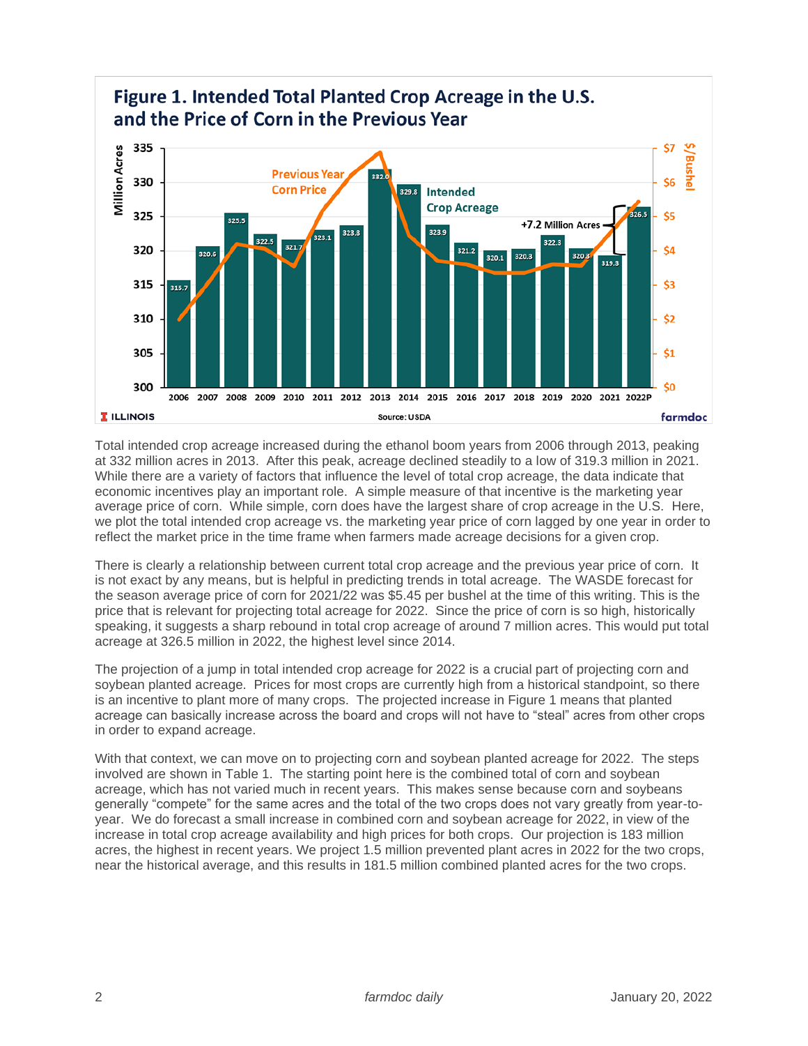**Figure 1. Intended Total Planted Crop Acreage in the U.S. and the Price of Corn in the Previous Year**

Total intended crop acreage increased during the ethanol boom years from 2006 through 2013, peaking at 332 million acres in 2013. After this peak, acreage declined steadily to a low of 319.3 million in 2021. While there are a variety of factors that influence the level of total crop acreage, the data indicate that economic incentives play an important role. A simple measure of that incentive is the marketing year average price of corn. While simple, corn does have the largest share of crop acreage in the U.S. Here, we plot the total intended crop acreage vs. the marketing year price of corn lagged by one year in order to reflect the market price in the time frame when farmers made acreage decisions for a given crop.

There is clearly a relationship between current total crop acreage and the previous year price of corn. It is not exact by any means, but is helpful in predicting trends in total acreage. The WASDE forecast for the season average price of corn for 2021/22 was $5.45 per bushel at the time of this writing. This is the price that is relevant for projecting total acreage for 2022. Since the price of corn is so high, historically speaking, it suggests a sharp rebound in total crop acreage of around 7 million acres. This would put total acreage at 326.5 million in 2022, the highest level since 2014.

The projection of a jump in total intended crop acreage for 2022 is a crucial part of projecting corn and soybean planted acreage. Prices for most crops are currently high from a historical standpoint, so there is an incentive to plant more of many crops. The projected increase in Figure 1 means that planted acreage can basically increase across the board and crops will not have to "steal" acres from other crops in order to expand acreage.

With that context, we can move on to projecting corn and soybean planted acreage for 2022. The steps involved are shown in Table 1. The starting point here is the combined total of corn and soybean acreage, which has not varied much in recent years. This makes sense because corn and soybeans generally "compete" for the same acres and the total of the two crops does not vary greatly from year-to-year. We do forecast a small increase in combined corn and soybean acreage for 2022, in view of the increase in total crop acreage availability and high prices for both crops. Our projection is 183 million acres, the highest in recent years. We project 1.5 million prevented plant acres in 2022 for the two crops, near the historical average, and this results in 181.5 million combined planted acres for the two crops.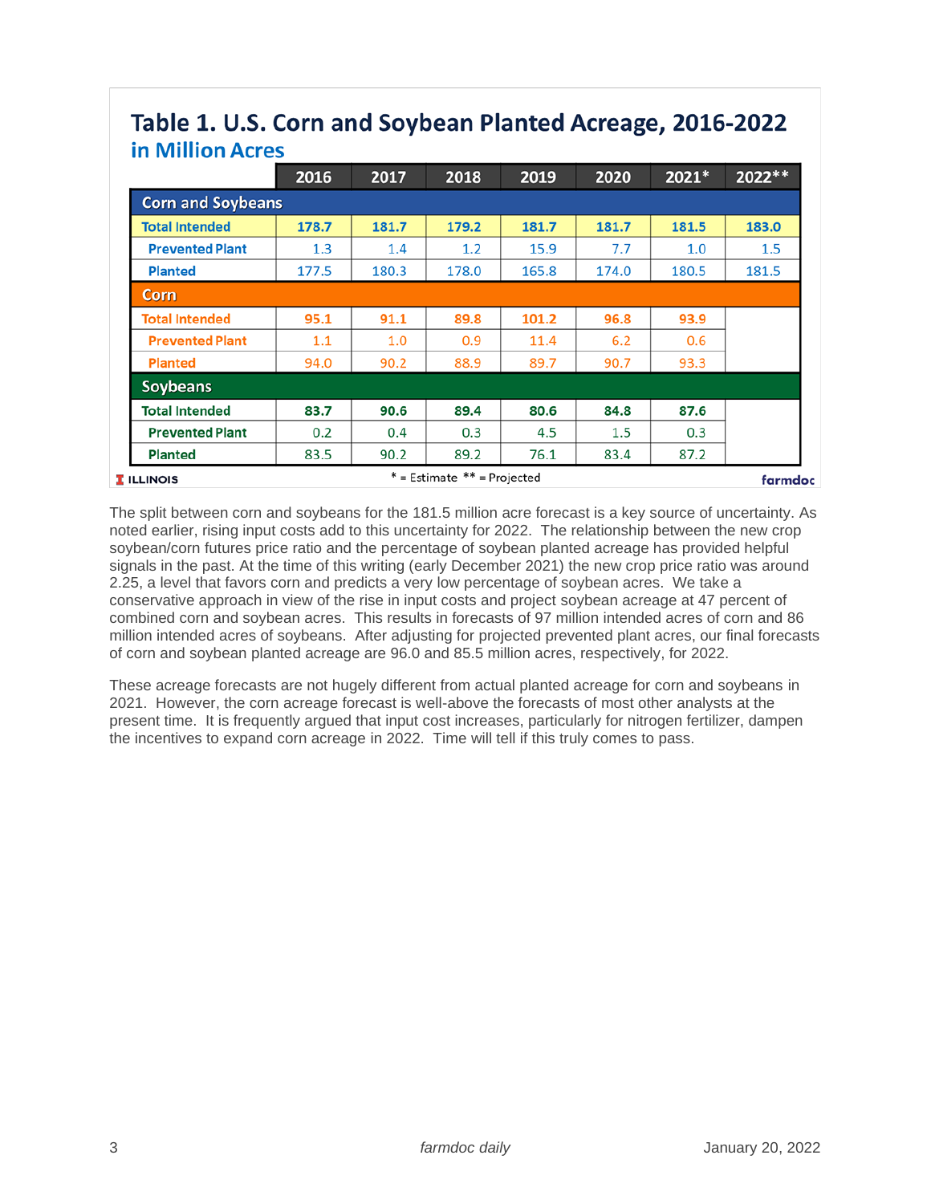## Table 1. U.S. Corn and Soybean Planted Acreage, 2016-2022
### in Million Acres

| | 2016 | 2017 | 2018 | 2019 | 2020 | 2021* | 2022** |
|---|---|---|---|---|---|---|---|
| **Corn and Soybeans** | | | | | | | |
| **Total Intended** | **178.7** | **181.7** | **179.2** | **181.7** | **181.7** | **181.5** | **183.0** |
| Prevented Plant | 1.3 | 1.4 | 1.2 | 15.9 | 7.7 | 1.0 | 1.5 |
| Planted | 177.5 | 180.3 | 178.0 | 165.8 | 174.0 | 180.5 | 181.5 |
| **Corn** | | | | | | | |
| **Total Intended** | **95.1** | **91.1** | **89.8** | **101.2** | **96.8** | **93.9** | |
| Prevented Plant | 1.1 | 1.0 | 0.9 | 11.4 | 6.2 | 0.6 | |
| Planted | 94.0 | 90.2 | 88.9 | 89.7 | 90.7 | 93.3 | |
| **Soybeans** | | | | | | | |
| **Total Intended** | **83.7** | **90.6** | **89.4** | **80.6** | **84.8** | **87.6** | |
| Prevented Plant | 0.2 | 0.4 | 0.3 | 4.5 | 1.5 | 0.3 | |
| Planted | 83.5 | 90.2 | 89.2 | 76.1 | 83.4 | 87.2 | |

ILLINOIS   * = Estimate ** = Projected   farmdoc

The split between corn and soybeans for the 181.5 million acre forecast is a key source of uncertainty. As noted earlier, rising input costs add to this uncertainty for 2022. The relationship between the new crop soybean/corn futures price ratio and the percentage of soybean planted acreage has provided helpful signals in the past. At the time of this writing (early December 2021) the new crop price ratio was around 2.25, a level that favors corn and predicts a very low percentage of soybean acres. We take a conservative approach in view of the rise in input costs and project soybean acreage at 47 percent of combined corn and soybean acres. This results in forecasts of 97 million intended acres of corn and 86 million intended acres of soybeans. After adjusting for projected prevented plant acres, our final forecasts of corn and soybean planted acreage are 96.0 and 85.5 million acres, respectively, for 2022.

These acreage forecasts are not hugely different from actual planted acreage for corn and soybeans in 2021. However, the corn acreage forecast is well-above the forecasts of most other analysts at the present time. It is frequently argued that input cost increases, particularly for nitrogen fertilizer, dampen the incentives to expand corn acreage in 2022. Time will tell if this truly comes to pass.